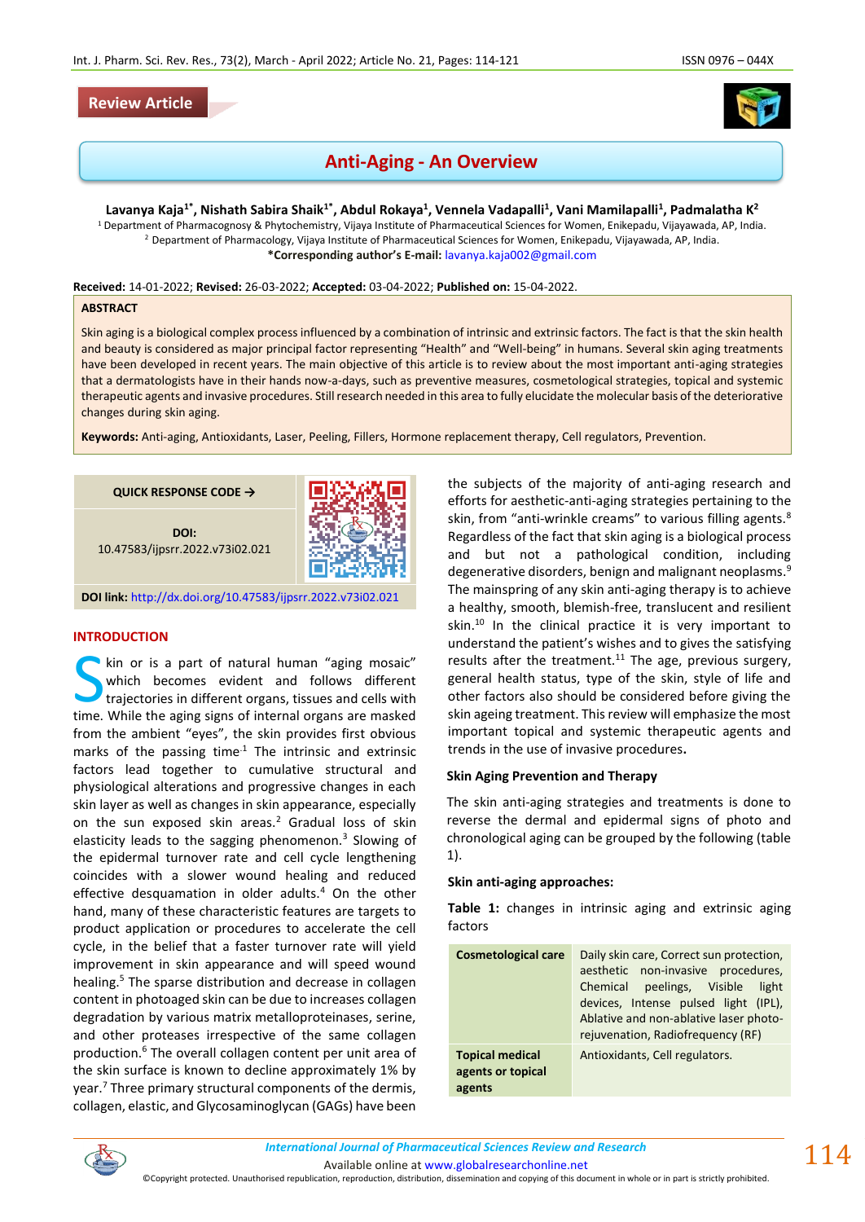Review Article

# Anti-Aging - An Overview

**Lavanya Kaja[1*], Nishath Sabira Shaik[1*], Abdul Rokaya[1], Vennela Vadapalli[1], Vani Mamilapalli[1], Padmalatha K[2]**

[1] Department of Pharmacognosy & Phytochemistry, Vijaya Institute of Pharmaceutical Sciences for Women, Enikepadu, Vijayawada, AP, India.
[2] Department of Pharmacology, Vijaya Institute of Pharmaceutical Sciences for Women, Enikepadu, Vijayawada, AP, India.
*Corresponding author's E-mail: lavanya.kaja002@gmail.com

**Received:** 14-01-2022; **Revised:** 26-03-2022; **Accepted:** 03-04-2022; **Published on:** 15-04-2022.

## ABSTRACT

Skin aging is a biological complex process influenced by a combination of intrinsic and extrinsic factors. The fact is that the skin health and beauty is considered as major principal factor representing "Health" and "Well-being" in humans. Several skin aging strategies have been developed in recent years. The main objective of this article is to review about the most important anti-aging strategies that a dermatologists have in their hands now-a-days, such as preventive measures, cosmetological strategies, topical and systemic therapeutic agents and invasive procedures. Still research needed in this area to fully elucidate the molecular basis of the deteriorative changes during skin aging.

**Keywords:** Anti-aging, Antioxidants, Laser, Peeling, Fillers, Hormone replacement therapy, Cell regulators, Prevention.

QUICK RESPONSE CODE →

DOI: 10.47583/ijpsrr.2022.v73i02.021

**DOI link:** http://dx.doi.org/10.47583/ijpsrr.2022.v73i02.021

## INTRODUCTION

Skin or is a part of natural human "aging mosaic" which becomes evident and follows different trajectories in different organs, tissues and cells with time. While the aging signs of internal organs are masked from the ambient "eyes", the skin provides first obvious marks of the passing time.[1] The intrinsic and extrinsic factors lead together to cumulative structural and physiological alterations and progressive changes in each skin layer as well as changes in skin appearance, especially on the sun exposed skin areas.[2] Gradual loss of skin elasticity leads to the sagging phenomenon.[3] Slowing of the epidermal turnover rate and cell cycle lengthening coincides with a slower wound healing and reduced effective desquamation in older adults.[4] On the other hand, many of these characteristic features are targets to product application or procedures to accelerate the cell cycle, in the belief that a faster turnover rate will yield improvement in skin appearance and will speed wound healing.[5] The sparse distribution and decrease in collagen content in photoaged skin can be due to increases collagen degradation by various matrix metalloproteinases, serine, and other proteases irrespective of the same collagen production.[6] The overall collagen content per unit area of the skin surface is known to decline approximately 1% by year.[7] Three primary structural components of the dermis, collagen, elastic, and Glycosaminoglycan (GAGs) have been the subjects of the majority of anti-aging research and efforts for aesthetic-anti-aging strategies pertaining to the skin, from "anti-wrinkle creams" to various filling agents.[8] Regardless of the fact that skin aging is a biological process and but not a pathological condition, including degenerative disorders, benign and malignant neoplasms.[9] The mainspring of any skin anti-aging therapy is to achieve a healthy, smooth, blemish-free, translucent and resilient skin.[10] In the clinical practice it is very important to understand the patient's wishes and to gives the satisfying results after the treatment.[11] The age, previous surgery, general health status, type of the skin, style of life and other factors also should be considered before giving the skin aging treatment. This review will emphasize the most important topical and systemic therapeutic agents and trends in the use of invasive procedures.

### Skin Aging Prevention and Therapy

The skin anti-aging strategies and treatments is done to reverse the dermal and epidermal signs of photo and chronological aging can be grouped by the following (table 1).

### Skin anti-aging approaches:

**Table 1:** changes in intrinsic aging and extrinsic aging factors

| | |
|---|---|
| **Cosmetological care** | Daily skin care, Correct sun protection, aesthetic non-invasive procedures, Chemical peelings, Visible light devices, Intense pulsed light (IPL), Ablative and non-ablative laser photo-rejuvenation, Radiofrequency (RF) |
| **Topical medical agents or topical agents** | Antioxidants, Cell regulators. |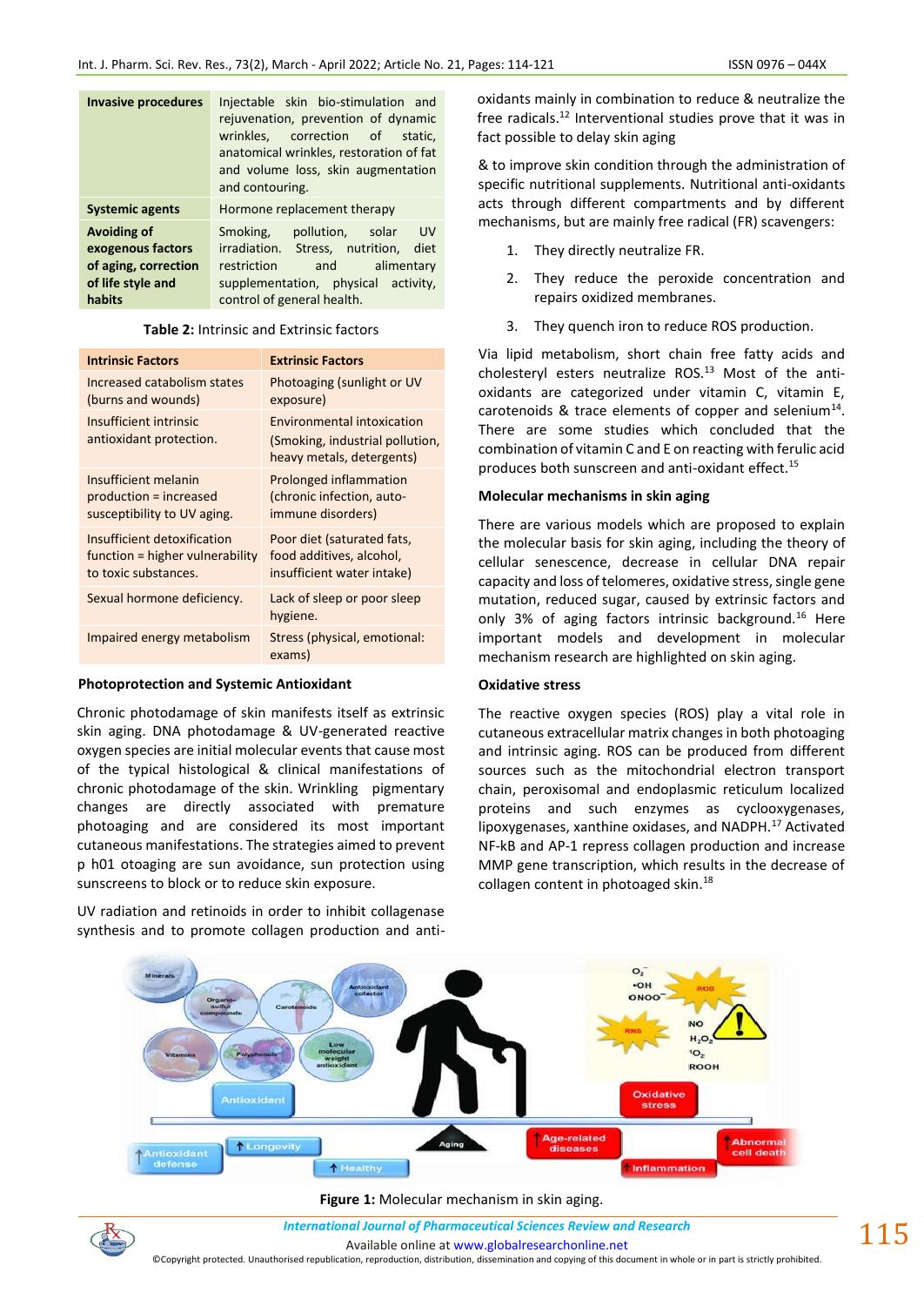| | |
|---|---|
| **Invasive procedures** | Injectable skin bio-stimulation and rejuvenation, prevention of dynamic wrinkles, correction of static, anatomical wrinkles, restoration of fat and volume loss, skin augmentation and contouring. |
| **Systemic agents** | Hormone replacement therapy |
| **Avoiding of exogenous factors of aging, correction of life style and habits** | Smoking, pollution, solar UV irradiation. Stress, nutrition, diet restriction and alimentary supplementation, physical activity, control of general health. |

**Table 2:** Intrinsic and Extrinsic factors

| Intrinsic Factors | Extrinsic Factors |
|---|---|
| Increased catabolism states (burns and wounds) | Photoaging (sunlight or UV exposure) |
| Insufficient intrinsic antioxidant protection. | Environmental intoxication (Smoking, industrial pollution, heavy metals, detergents) |
| Insufficient melanin production = increased susceptibility to UV aging. | Prolonged inflammation (chronic infection, auto-immune disorders) |
| Insufficient detoxification function = higher vulnerability to toxic substances. | Poor diet (saturated fats, food additives, alcohol, insufficient water intake) |
| Sexual hormone deficiency. | Lack of sleep or poor sleep hygiene. |
| Impaired energy metabolism | Stress (physical, emotional: exams) |

### Photoprotection and Systemic Antioxidant

Chronic photodamage of skin manifests itself as extrinsic skin aging. DNA photodamage & UV-generated reactive oxygen species are initial molecular events that cause most of the typical histological & clinical manifestations of chronic photodamage of the skin. Wrinkling pigmentary changes are directly associated with premature photoaging and are considered its most important cutaneous manifestations. The strategies aimed to prevent p h01 otoaging are sun avoidance, sun protection using sunscreens to block or to reduce skin exposure.

UV radiation and retinoids in order to inhibit collagenase synthesis and to promote collagen production and anti-oxidants mainly in combination to reduce & neutralize the free radicals.[12] Interventional studies prove that it was in fact possible to delay skin aging

& to improve skin condition through the administration of specific nutritional supplements. Nutritional anti-oxidants acts through different compartments and by different mechanisms, but are mainly free radical (FR) scavengers:

1. They directly neutralize FR.
2. They reduce the peroxide concentration and repairs oxidized membranes.
3. They quench iron to reduce ROS production.

Via lipid metabolism, short chain free fatty acids and cholesteryl esters neutralize ROS.[13] Most of the anti-oxidants are categorized under vitamin C, vitamin E, carotenoids & trace elements of copper and selenium[14]. There are some studies which concluded that the combination of vitamin C and E on reacting with ferulic acid produces both sunscreen and anti-oxidant effect.[15]

### Molecular mechanisms in skin aging

There are various models which are proposed to explain the molecular basis for skin aging, including the theory of cellular senescence, decrease in cellular DNA repair capacity and loss of telomeres, oxidative stress, single gene mutation, reduced sugar, caused by extrinsic factors and only 3% of aging factors intrinsic background.[16] Here important models and development in molecular mechanism research are highlighted on skin aging.

### Oxidative stress

The reactive oxygen species (ROS) play a vital role in cutaneous extracellular matrix changes in both photoaging and intrinsic aging. ROS can be produced from different sources such as the mitochondrial electron transport chain, peroxisomal and endoplasmic reticulum localized proteins and such enzymes as cyclooxygenases, lipoxygenases, xanthine oxidases, and NADPH.[17] Activated NF-kB and AP-1 repress collagen production and increase MMP gene transcription, which results in the decrease of collagen content in photoaged skin.[18]

Minerals
Organo-sulfur compounds
Carotenoids
Antioxidant cofactor
Vitamins
Polyphenols
Low molecular weight antioxidant
Antioxidant
$O_2^-$
•OH
$ONOO^-$
ROS
RNS
NO
$H_2O_2$
$^1O_2$
ROOH
Oxidative stress
↑Antioxidant defense
↑Longevity
↑Healthy
Aging
↑Age-related diseases
↑Inflammation
↑Abnormal cell death

**Figure 1:** Molecular mechanism in skin aging.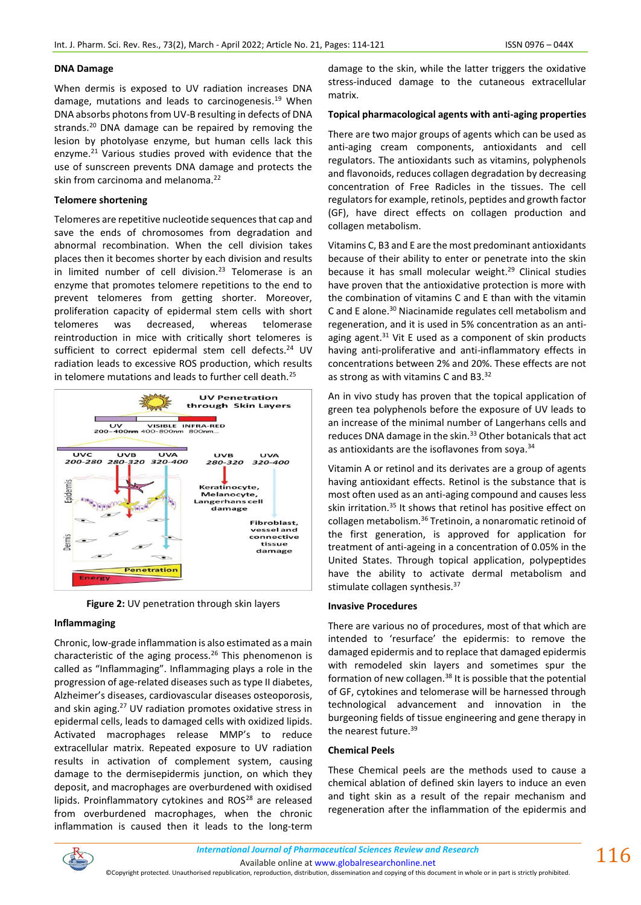### DNA Damage

When dermis is exposed to UV radiation increases DNA damage, mutations and leads to carcinogenesis.[19] When DNA absorbs photons from UV-B resulting in defects of DNA strands.[20] DNA damage can be repaired by removing the lesion by photolyase enzyme, but human cells lack this enzyme.[21] Various studies proved with evidence that the use of sunscreen prevents DNA damage and protects the skin from carcinoma and melanoma.[22]

### Telomere shortening

Telomeres are repetitive nucleotide sequences that cap and save the ends of chromosomes from degradation and abnormal recombination. When the cell division takes places then it becomes shorter by each division and results in limited number of cell division.[23] Telomerase is an enzyme that promotes telomere repetitions to the end to prevent telomeres from getting shorter. Moreover, proliferation capacity of epidermal stem cells with short telomeres was decreased, whereas telomerase reintroduction in mice with critically short telomeres is sufficient to correct epidermal stem cell defects.[24] UV radiation leads to excessive ROS production, which results in telomere mutations and leads to further cell death.[25]

UV Penetration through Skin Layers

UV 200–400nm
VISIBLE 400–800nm
INFRA-RED 800nm...

UVC 200-280
UVB 280-320
UVA 320-400

UVB 280-320
UVA 320-400

Epidermis
Dermis

Keratinocyte, Melanocyte, Langerhans cell damage

Fibroblast, vessel and connective tissue damage

Penetration
Energy

Figure 2: UV penetration through skin layers

### Inflammaging

Chronic, low-grade inflammation is also estimated as a main characteristic of the aging process.[26] This phenomenon is called as "Inflammaging". Inflammaging plays a role in the progression of age-related diseases such as type II diabetes, Alzheimer's diseases, cardiovascular diseases osteoporosis, and skin aging.[27] UV radiation promotes oxidative stress in epidermal cells, leads to damaged cells with oxidized lipids. Activated macrophages release MMP's to reduce extracellular matrix. Repeated exposure to UV radiation results in activation of complement system, causing damage to the dermisepidermis junction, on which they deposit, and macrophages are overburdened with oxidised lipids. Proinflammatory cytokines and ROS[28] are released from overburdened macrophages, when the chronic inflammation is caused then it leads to the long-term damage to the skin, while the latter triggers the oxidative stress-induced damage to the cutaneous extracellular matrix.

### Topical pharmacological agents with anti-aging properties

There are two major groups of agents which can be used as anti-aging cream components, antioxidants and cell regulators. The antioxidants such as vitamins, polyphenols and flavonoids, reduces collagen degradation by decreasing concentration of Free Radicles in the tissues. The cell regulators for example, retinols, peptides and growth factor (GF), have direct effects on collagen production and collagen metabolism.

Vitamins C, B3 and E are the most predominant antioxidants because of their ability to enter or penetrate into the skin because it has small molecular weight.[29] Clinical studies have proven that the antioxidative protection is more with the combination of vitamins C and E than with the vitamin C and E alone.[30] Niacinamide regulates cell metabolism and regeneration, and it is used in 5% concentration as an anti-aging agent.[31] Vit E used as a component of skin products having anti-proliferative and anti-inflammatory effects in concentrations between 2% and 20%. These effects are not as strong as with vitamins C and B3.[32]

An in vivo study has proven that the topical application of green tea polyphenols before the exposure of UV leads to an increase of the minimal number of Langerhans cells and reduces DNA damage in the skin.[33] Other botanicals that act as antioxidants are the isoflavones from soya.[34]

Vitamin A or retinol and its derivates are a group of agents having antioxidant effects. Retinol is the substance that is most often used as an anti-aging compound and causes less skin irritation.[35] It shows that retinol has positive effect on collagen metabolism.[36] Tretinoin, a nonaromatic retinoid of the first generation, is approved for application for treatment of anti-ageing in a concentration of 0.05% in the United States. Through topical application, polypeptides have the ability to activate dermal metabolism and stimulate collagen synthesis.[37]

### Invasive Procedures

There are various no of procedures, most of that which are intended to 'resurface' the epidermis: to remove the damaged epidermis and to replace that damaged epidermis with remodeled skin layers and sometimes spur the formation of new collagen.[38] It is possible that the potential of GF, cytokines and telomerase will be harnessed through technological advancement and innovation in the burgeoning fields of tissue engineering and gene therapy in the nearest future.[39]

### Chemical Peels

These Chemical peels are the methods used to cause a chemical ablation of defined skin layers to induce an even and tight skin as a result of the repair mechanism and regeneration after the inflammation of the epidermis and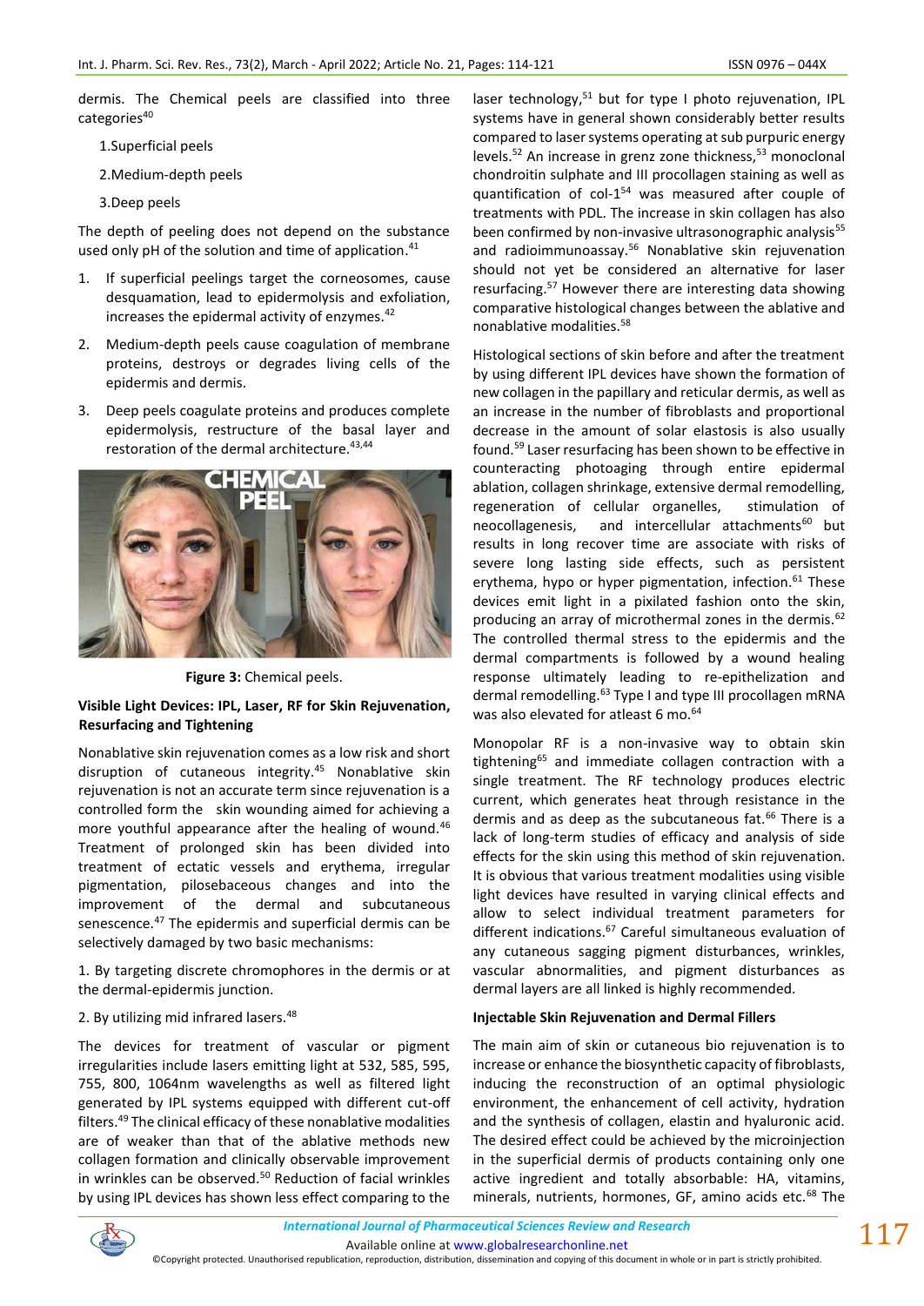dermis. The Chemical peels are classified into three categories[40]

1.Superficial peels

2.Medium-depth peels

3.Deep peels

The depth of peeling does not depend on the substance used only pH of the solution and time of application.[41]

1. If superficial peelings target the corneosomes, cause desquamation, lead to epidermolysis and exfoliation, increases the epidermal activity of enzymes.[42]
2. Medium-depth peels cause coagulation of membrane proteins, destroys or degrades living cells of the epidermis and dermis.
3. Deep peels coagulate proteins and produces complete epidermolysis, restructure of the basal layer and restoration of the dermal architecture.[43,44]

**Figure 3:** Chemical peels.

**Visible Light Devices: IPL, Laser, RF for Skin Rejuvenation, Resurfacing and Tightening**

Nonablative skin rejuvenation comes as a low risk and short disruption of cutaneous integrity.[45] Nonablative skin rejuvenation is not an accurate term since rejuvenation is a controlled form the skin wounding aimed for achieving a more youthful appearance after the healing of wound.[46] Treatment of prolonged skin has been divided into treatment of ectatic vessels and erythema, irregular pigmentation, pilosebaceous changes and into the improvement of the dermal and subcutaneous senescence.[47] The epidermis and superficial dermis can be selectively damaged by two basic mechanisms:

1. By targeting discrete chromophores in the dermis or at the dermal-epidermis junction.

2. By utilizing mid infrared lasers.[48]

The devices for treatment of vascular or pigment irregularities include lasers emitting light at 532, 585, 595, 755, 800, 1064nm wavelengths as well as filtered light generated by IPL systems equipped with different cut-off filters.[49] The clinical efficacy of these nonablative modalities are of weaker than that of the ablative methods new collagen formation and clinically observable improvement in wrinkles can be observed.[50] Reduction of facial wrinkles by using IPL devices has shown less effect comparing to the laser technology,[51] but for type I photo rejuvenation, IPL systems have in general shown considerably better results compared to laser systems operating at sub purpuric energy levels.[52] An increase in grenz zone thickness,[53] monoclonal chondroitin sulphate and III procollagen staining as well as quantification of col-1[54] was measured after couple of treatments with PDL. The increase in skin collagen has also been confirmed by non-invasive ultrasonographic analysis[55] and radioimmunoassay.[56] Nonablative skin rejuvenation should not yet be considered an alternative for laser resurfacing.[57] However there are interesting data showing comparative histological changes between the ablative and nonablative modalities.[58]

Histological sections of skin before and after the treatment by using different IPL devices have shown the formation of new collagen in the papillary and reticular dermis, as well as an increase in the number of fibroblasts and proportional decrease in the amount of solar elastosis is also usually found.[59] Laser resurfacing has been shown to be effective in counteracting photoaging through entire epidermal ablation, collagen shrinkage, extensive dermal remodelling, regeneration of cellular organelles, stimulation of neocollagenesis, and intercellular attachments[60] but results in long recover time are associate with risks of severe long lasting side effects, such as persistent erythema, hypo or hyper pigmentation, infection.[61] These devices emit light in a pixilated fashion onto the skin, producing an array of microthermal zones in the dermis.[62] The controlled thermal stress to the epidermis and the dermal compartments is followed by a wound healing response ultimately leading to re-epithelization and dermal remodelling.[63] Type I and type III procollagen mRNA was also elevated for atleast 6 mo.[64]

Monopolar RF is a non-invasive way to obtain skin tightening[65] and immediate collagen contraction with a single treatment. The RF technology produces electric current, which generates heat through resistance in the dermis and as deep as the subcutaneous fat.[66] There is a lack of long-term studies of efficacy and analysis of side effects for the skin using this method of skin rejuvenation. It is obvious that various treatment modalities using visible light devices have resulted in varying clinical effects and allow to select individual treatment parameters for different indications.[67] Careful simultaneous evaluation of any cutaneous sagging pigment disturbances, wrinkles, vascular abnormalities, and pigment disturbances as dermal layers are all linked is highly recommended.

**Injectable Skin Rejuvenation and Dermal Fillers**

The main aim of skin or cutaneous bio rejuvenation is to increase or enhance the biosynthetic capacity of fibroblasts, inducing the reconstruction of an optimal physiologic environment, the enhancement of cell activity, hydration and the synthesis of collagen, elastin and hyaluronic acid. The desired effect could be achieved by the microinjection in the superficial dermis of products containing only one active ingredient and totally absorbable: HA, vitamins, minerals, nutrients, hormones, GF, amino acids etc.[68] The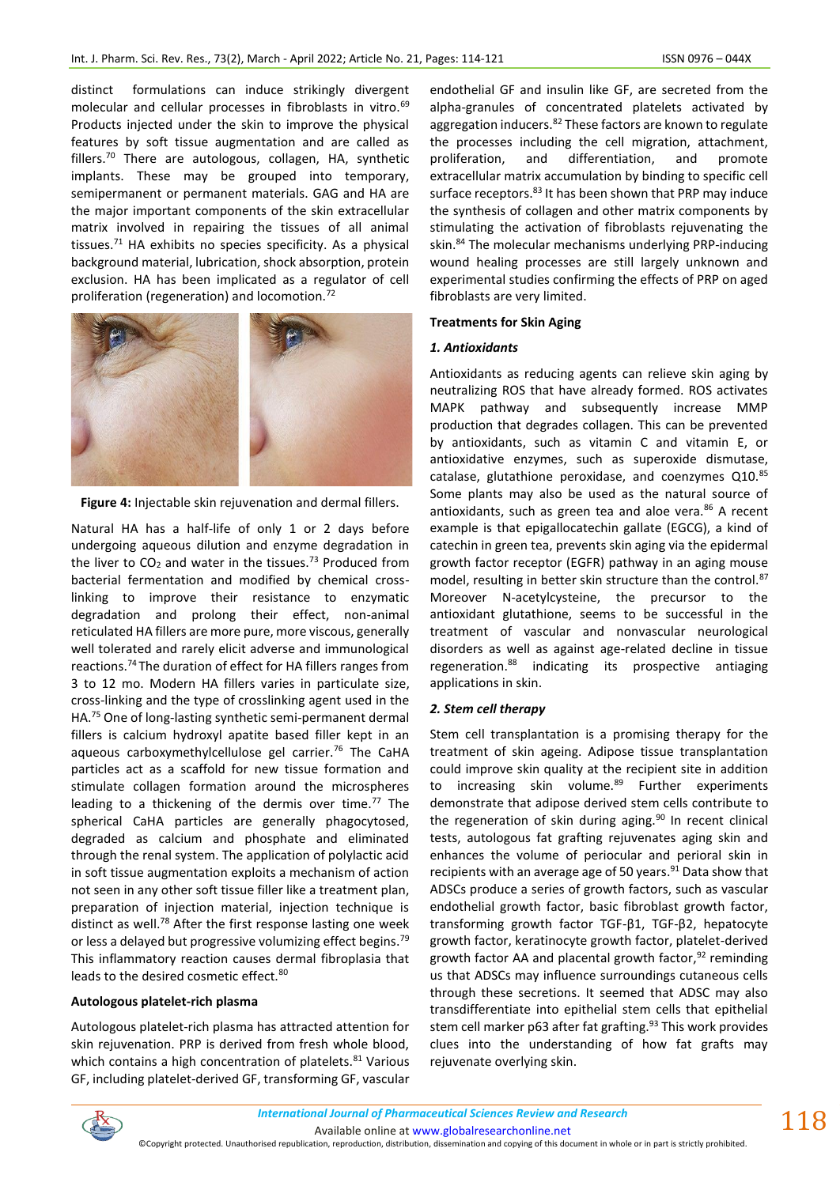distinct formulations can induce strikingly divergent molecular and cellular processes in fibroblasts in vitro.[69] Products injected under the skin to improve the physical features by soft tissue augmentation and are called as fillers.[70] There are autologous, collagen, HA, synthetic implants. These may be grouped into temporary, semipermanent or permanent materials. GAG and HA are the major important components of the skin extracellular matrix involved in repairing the tissues of all animal tissues.[71] HA exhibits no species specificity. As a physical background material, lubrication, shock absorption, protein exclusion. HA has been implicated as a regulator of cell proliferation (regeneration) and locomotion.[72]

**Figure 4:** Injectable skin rejuvenation and dermal fillers.

Natural HA has a half-life of only 1 or 2 days before undergoing aqueous dilution and enzyme degradation in the liver to $CO_2$ and water in the tissues.[73] Produced from bacterial fermentation and modified by chemical cross-linking to improve their resistance to enzymatic degradation and prolong their effect, non-animal reticulated HA fillers are more pure, more viscous, generally well tolerated and rarely elicit adverse and immunological reactions.[74] The duration of effect for HA fillers ranges from 3 to 12 mo. Modern HA fillers varies in particulate size, cross-linking and the type of crosslinking agent used in the HA.[75] One of long-lasting synthetic semi-permanent dermal fillers is calcium hydroxyl apatite based filler kept in an aqueous carboxymethylcellulose gel carrier.[76] The CaHA particles act as a scaffold for new tissue formation and stimulate collagen formation around the microspheres leading to a thickening of the dermis over time.[77] The spherical CaHA particles are generally phagocytosed, degraded as calcium and phosphate and eliminated through the renal system. The application of polylactic acid in soft tissue augmentation exploits a mechanism of action not seen in any other soft tissue filler like a treatment plan, preparation of injection material, injection technique is distinct as well.[78] After the first response lasting one week or less a delayed but progressive volumizing effect begins.[79] This inflammatory reaction causes dermal fibroplasia that leads to the desired cosmetic effect.[80]

### Autologous platelet-rich plasma

Autologous platelet-rich plasma has attracted attention for skin rejuvenation. PRP is derived from fresh whole blood, which contains a high concentration of platelets.[81] Various GF, including platelet-derived GF, transforming GF, vascular endothelial GF and insulin like GF, are secreted from the alpha-granules of concentrated platelets activated by aggregation inducers.[82] These factors are known to regulate the processes including the cell migration, attachment, proliferation, and differentiation, and promote extracellular matrix accumulation by binding to specific cell surface receptors.[83] It has been shown that PRP may induce the synthesis of collagen and other matrix components by stimulating the activation of fibroblasts rejuvenating the skin.[84] The molecular mechanisms underlying PRP-inducing wound healing processes are still largely unknown and experimental studies confirming the effects of PRP on aged fibroblasts are very limited.

### Treatments for Skin Aging

#### *1. Antioxidants*

Antioxidants as reducing agents can relieve skin aging by neutralizing ROS that have already formed. ROS activates MAPK pathway and subsequently increase MMP production that degrades collagen. This can be prevented by antioxidants, such as vitamin C and vitamin E, or antioxidative enzymes, such as superoxide dismutase, catalase, glutathione peroxidase, and coenzymes Q10.[85] Some plants may also be used as the natural source of antioxidants, such as green tea and aloe vera.[86] A recent example is that epigallocatechin gallate (EGCG), a kind of catechin in green tea, prevents skin aging via the epidermal growth factor receptor (EGFR) pathway in an aging mouse model, resulting in better skin structure than the control.[87] Moreover N-acetylcysteine, the precursor to the antioxidant glutathione, seems to be successful in the treatment of vascular and nonvascular neurological disorders as well as against age-related decline in tissue regeneration.[88] indicating its prospective antiaging applications in skin.

#### *2. Stem cell therapy*

Stem cell transplantation is a promising therapy for the treatment of skin ageing. Adipose tissue transplantation could improve skin quality at the recipient site in addition to increasing skin volume.[89] Further experiments demonstrate that adipose derived stem cells contribute to the regeneration of skin during aging.[90] In recent clinical tests, autologous fat grafting rejuvenates aging skin and enhances the volume of periocular and perioral skin in recipients with an average age of 50 years.[91] Data show that ADSCs produce a series of growth factors, such as vascular endothelial growth factor, basic fibroblast growth factor, transforming growth factor TGF-β1, TGF-β2, hepatocyte growth factor, keratinocyte growth factor, platelet-derived growth factor AA and placental growth factor,[92] reminding us that ADSCs may influence surroundings cutaneous cells through these secretions. It seemed that ADSC may also transdifferentiate into epithelial stem cells that epithelial stem cell marker p63 after fat grafting.[93] This work provides clues into the understanding of how fat grafts may rejuvenate overlying skin.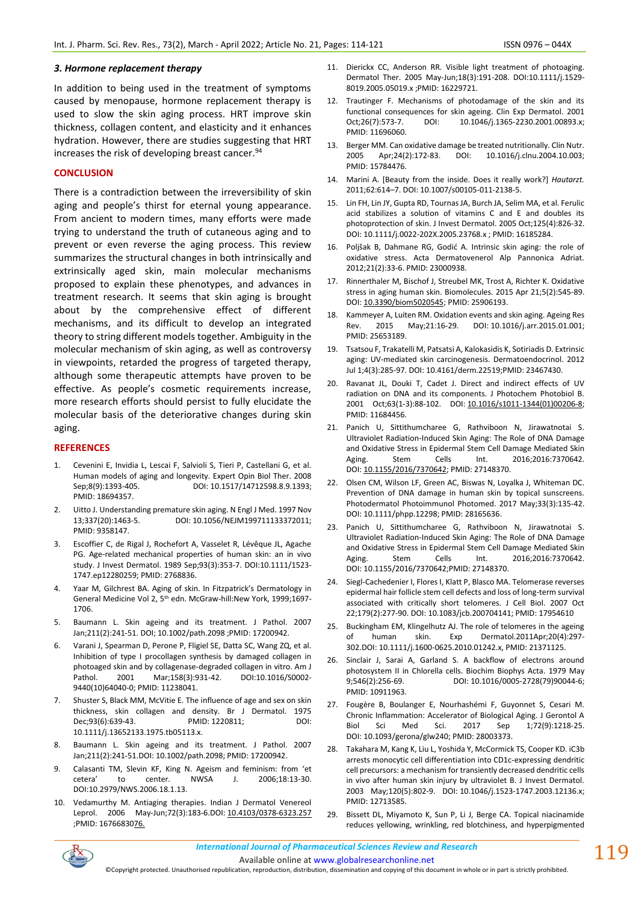### *3. Hormone replacement therapy*

In addition to being used in the treatment of symptoms caused by menopause, hormone replacement therapy is used to slow the skin aging process. HRT improve skin thickness, collagen content, and elasticity and it enhances hydration. However, there are studies suggesting that HRT increases the risk of developing breast cancer.[94]

## CONCLUSION

There is a contradiction between the irreversibility of skin aging and people's thirst for eternal young appearance. From ancient to modern times, many efforts were made trying to understand the truth of cutaneous aging and to prevent or even reverse the aging process. This review summarizes the structural changes in both intrinsically and extrinsically aged skin, main molecular mechanisms proposed to explain these phenotypes, and advances in treatment research. It seems that skin aging is brought about by the comprehensive effect of different mechanisms, and its difficult to develop an integrated theory to string different models together. Ambiguity in the molecular mechanism of skin aging, as well as controversy in viewpoints, retarded the progress of targeted therapy, although some therapeutic attempts have proven to be effective. As people's cosmetic requirements increase, more research efforts should persist to fully elucidate the molecular basis of the deteriorative changes during skin aging.

## REFERENCES

1. Cevenini E, Invidia L, Lescai F, Salvioli S, Tieri P, Castellani G, et al. Human models of aging and longevity. Expert Opin Biol Ther. 2008 Sep;8(9):1393-405. DOI: 10.1517/14712598.8.9.1393; PMID: 18694357.
2. Uitto J. Understanding premature skin aging. N Engl J Med. 1997 Nov 13;337(20):1463-5. DOI: 10.1056/NEJM199711133372011; PMID: 9358147.
3. Escoffier C, de Rigal J, Rochefort A, Vasselet R, Lévêque JL, Agache PG. Age-related mechanical properties of human skin: an in vivo study. J Invest Dermatol. 1989 Sep;93(3):353-7. DOI:10.1111/1523-1747.ep12280259; PMID: 2768836.
4. Yaar M, Gilchrest BA. Aging of skin. In Fitzpatrick's Dermatology in General Medicine Vol 2, 5th edn. McGraw-hill:New York, 1999;1697-1706.
5. Baumann L. Skin ageing and its treatment. J Pathol. 2007 Jan;211(2):241-51. DOI; 10.1002/path.2098 ;PMID: 17200942.
6. Varani J, Spearman D, Perone P, Fligiel SE, Datta SC, Wang ZQ, et al. Inhibition of type I procollagen synthesis by damaged collagen in photoaged skin and by collagenase-degraded collagen in vitro. Am J Pathol. 2001 Mar;158(3):931-42. DOI:10.1016/S0002-9440(10)64040-0; PMID: 11238041.
7. Shuster S, Black MM, McVitie E. The influence of age and sex on skin thickness, skin collagen and density. Br J Dermatol. 1975 Dec;93(6):639-43. PMID: 1220811; DOI: 10.1111/j.13652133.1975.tb05113.x.
8. Baumann L. Skin ageing and its treatment. J Pathol. 2007 Jan;211(2):241-51.DOI: 10.1002/path.2098; PMID: 17200942.
9. Calasanti TM, Slevin KF, King N. Ageism and feminism: from 'et cetera' to center. NWSA J. 2006;18:13-30. DOI:10.2979/NWS.2006.18.1.13.
10. Vedamurthy M. Antiaging therapies. Indian J Dermatol Venereol Leprol. 2006 May-Jun;72(3):183-6.DOI: 10.4103/0378-6323.257 ;PMID: 16766830 76.
11. Dierickx CC, Anderson RR. Visible light treatment of photoaging. Dermatol Ther. 2005 May-Jun;18(3):191-208. DOI:10.1111/j.1529-8019.2005.05019.x ;PMID: 16229721.
12. Trautinger F. Mechanisms of photodamage of the skin and its functional consequences for skin ageing. Clin Exp Dermatol. 2001 Oct;26(7):573-7. DOI: 10.1046/j.1365-2230.2001.00893.x; PMID: 11696060.
13. Berger MM. Can oxidative damage be treated nutritionally. Clin Nutr. 2005 Apr;24(2):172-83. DOI: 10.1016/j.clnu.2004.10.003; PMID: 15784476.
14. Marini A. [Beauty from the inside. Does it really work?] *Hautarzt.* 2011;62:614–7. DOI: 10.1007/s00105-011-2138-5.
15. Lin FH, Lin JY, Gupta RD, Tournas JA, Burch JA, Selim MA, et al. Ferulic acid stabilizes a solution of vitamins C and E and doubles its photoprotection of skin. J Invest Dermatol. 2005 Oct;125(4):826-32. DOI: 10.1111/j.0022-202X.2005.23768.x ; PMID: 16185284.
16. Poljšak B, Dahmane RG, Godić A. Intrinsic skin aging: the role of oxidative stress. Acta Dermatovenerol Alp Pannonica Adriat. 2012;21(2):33-6. PMID: 23000938.
17. Rinnerthaler M, Bischof J, Streubel MK, Trost A, Richter K. Oxidative stress in aging human skin. Biomolecules. 2015 Apr 21;5(2):545-89. DOI: 10.3390/biom5020545; PMID: 25906193.
18. Kammeyer A, Luiten RM. Oxidation events and skin aging. Ageing Res Rev. 2015 May;21:16-29. DOI: 10.1016/j.arr.2015.01.001; PMID: 25653189.
19. Tsatsou F, Trakatelli M, Patsatsi A, Kalokasidis K, Sotiriadis D. Extrinsic aging: UV-mediated skin carcinogenesis. Dermatoendocrinol. 2012 Jul 1;4(3):285-97. DOI: 10.4161/derm.22519;PMID: 23467430.
20. Ravanat JL, Douki T, Cadet J. Direct and indirect effects of UV radiation on DNA and its components. J Photochem Photobiol B. 2001 Oct;63(1-3):88-102. DOI: 10.1016/s1011-1344(01)00206-8; PMID: 11684456.
21. Panich U, Sittithumcharee G, Rathviboon N, Jirawatnotai S. Ultraviolet Radiation-Induced Skin Aging: The Role of DNA Damage and Oxidative Stress in Epidermal Stem Cell Damage Mediated Skin Aging. Stem Cells Int. 2016;2016:7370642. DOI: 10.1155/2016/7370642; PMID: 27148370.
22. Olsen CM, Wilson LF, Green AC, Biswas N, Loyalka J, Whiteman DC. Prevention of DNA damage in human skin by topical sunscreens. Photodermatol Photoimmunol Photomed. 2017 May;33(3):135-42. DOI: 10.1111/phpp.12298; PMID: 28165636.
23. Panich U, Sittithumcharee G, Rathviboon N, Jirawatnotai S. Ultraviolet Radiation-Induced Skin Aging: The Role of DNA Damage and Oxidative Stress in Epidermal Stem Cell Damage Mediated Skin Aging. Stem Cells Int. 2016;2016:7370642. DOI: 10.1155/2016/7370642;PMID: 27148370.
24. Siegl-Cachedenier I, Flores I, Klatt P, Blasco MA. Telomerase reverses epidermal hair follicle stem cell defects and loss of long-term survival associated with critically short telomeres. J Cell Biol. 2007 Oct 22;179(2):277-90. DOI: 10.1083/jcb.200704141; PMID: 17954610
25. Buckingham EM, Klingelhutz AJ. The role of telomeres in the ageing of human skin. Exp Dermatol.2011Apr;20(4):297-302.DOI: 10.1111/j.1600-0625.2010.01242.x, PMID: 21371125.
26. Sinclair J, Sarai A, Garland S. A backflow of electrons around photosystem II in Chlorella cells. Biochim Biophys Acta. 1979 May 9;546(2):256-69. DOI: 10.1016/0005-2728(79)90044-6; PMID: 10911963.
27. Fougère B, Boulanger E, Nourhashémi F, Guyonnet S, Cesari M. Chronic Inflammation: Accelerator of Biological Aging. J Gerontol A Biol Sci Med Sci. 2017 Sep 1;72(9):1218-25. DOI: 10.1093/gerona/glw240; PMID: 28003373.
28. Takahara M, Kang K, Liu L, Yoshida Y, McCormick TS, Cooper KD. iC3b arrests monocytic cell differentiation into CD1c-expressing dendritic cell precursors: a mechanism for transiently decreased dendritic cells in vivo after human skin injury by ultraviolet B. J Invest Dermatol. 2003 May;120(5):802-9. DOI: 10.1046/j.1523-1747.2003.12136.x; PMID: 12713585.
29. Bissett DL, Miyamoto K, Sun P, Li J, Berge CA. Topical niacinamide reduces yellowing, wrinkling, red blotchiness, and hyperpigmented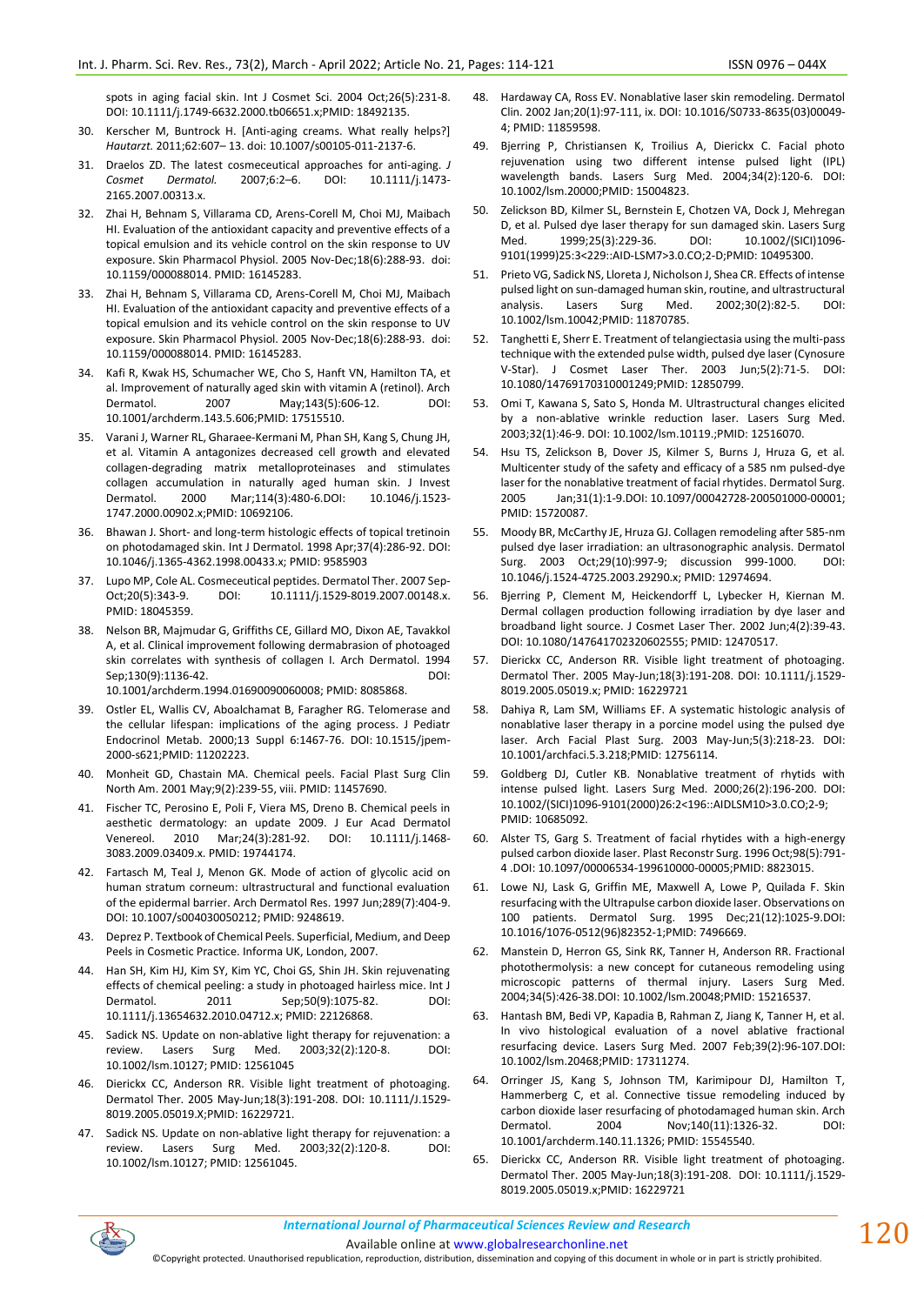spots in aging facial skin. Int J Cosmet Sci. 2004 Oct;26(5):231-8. DOI: 10.1111/j.1749-6632.2000.tb06651.x;PMID: 18492135.

30. Kerscher M, Buntrock H. [Anti-aging creams. What really helps?] *Hautarzt.* 2011;62:607– 13. doi: 10.1007/s00105-011-2137-6.

31. Draelos ZD. The latest cosmeceutical approaches for anti-aging. *J Cosmet Dermatol.* 2007;6:2–6. DOI: 10.1111/j.1473-2165.2007.00313.x.

32. Zhai H, Behnam S, Villarama CD, Arens-Corell M, Choi MJ, Maibach HI. Evaluation of the antioxidant capacity and preventive effects of a topical emulsion and its vehicle control on the skin response to UV exposure. Skin Pharmacol Physiol. 2005 Nov-Dec;18(6):288-93. doi: 10.1159/000088014. PMID: 16145283.

33. Zhai H, Behnam S, Villarama CD, Arens-Corell M, Choi MJ, Maibach HI. Evaluation of the antioxidant capacity and preventive effects of a topical emulsion and its vehicle control on the skin response to UV exposure. Skin Pharmacol Physiol. 2005 Nov-Dec;18(6):288-93. doi: 10.1159/000088014. PMID: 16145283.

34. Kafi R, Kwak HS, Schumacher WE, Cho S, Hanft VN, Hamilton TA, et al. Improvement of naturally aged skin with vitamin A (retinol). Arch Dermatol. 2007 May;143(5):606-12. DOI: 10.1001/archderm.143.5.606;PMID: 17515510.

35. Varani J, Warner RL, Gharaee-Kermani M, Phan SH, Kang S, Chung JH, et al. Vitamin A antagonizes decreased cell growth and elevated collagen-degrading matrix metalloproteinases and stimulates collagen accumulation in naturally aged human skin. J Invest Dermatol. 2000 Mar;114(3):480-6.DOI: 10.1046/j.1523-1747.2000.00902.x;PMID: 10692106.

36. Bhawan J. Short- and long-term histologic effects of topical tretinoin on photodamaged skin. Int J Dermatol. 1998 Apr;37(4):286-92. DOI: 10.1046/j.1365-4362.1998.00433.x; PMID: 9585903

37. Lupo MP, Cole AL. Cosmeceutical peptides. Dermatol Ther. 2007 Sep-Oct;20(5):343-9. DOI: 10.1111/j.1529-8019.2007.00148.x. PMID: 18045359.

38. Nelson BR, Majmudar G, Griffiths CE, Gillard MO, Dixon AE, Tavakkol A, et al. Clinical improvement following dermabrasion of photoaged skin correlates with synthesis of collagen I. Arch Dermatol. 1994 Sep;130(9):1136-42. DOI: 10.1001/archderm.1994.01690090060008; PMID: 8085868.

39. Ostler EL, Wallis CV, Aboalchamat B, Faragher RG. Telomerase and the cellular lifespan: implications of the aging process. J Pediatr Endocrinol Metab. 2000;13 Suppl 6:1467-76. DOI: 10.1515/jpem-2000-s621;PMID: 11202223.

40. Monheit GD, Chastain MA. Chemical peels. Facial Plast Surg Clin North Am. 2001 May;9(2):239-55, viii. PMID: 11457690.

41. Fischer TC, Perosino E, Poli F, Viera MS, Dreno B. Chemical peels in aesthetic dermatology: an update 2009. J Eur Acad Dermatol Venereol. 2010 Mar;24(3):281-92. DOI: 10.1111/j.1468-3083.2009.03409.x. PMID: 19744174.

42. Fartasch M, Teal J, Menon GK. Mode of action of glycolic acid on human stratum corneum: ultrastructural and functional evaluation of the epidermal barrier. Arch Dermatol Res. 1997 Jun;289(7):404-9. DOI: 10.1007/s004030050212; PMID: 9248619.

43. Deprez P. Textbook of Chemical Peels. Superficial, Medium, and Deep Peels in Cosmetic Practice. Informa UK, London, 2007.

44. Han SH, Kim HJ, Kim SY, Kim YC, Choi GS, Shin JH. Skin rejuvenating effects of chemical peeling: a study in photoaged hairless mice. Int J Dermatol. 2011 Sep;50(9):1075-82. DOI: 10.1111/j.13654632.2010.04712.x; PMID: 22126868.

45. Sadick NS. Update on non-ablative light therapy for rejuvenation: a review. Lasers Surg Med. 2003;32(2):120-8. DOI: 10.1002/lsm.10127; PMID: 12561045

46. Dierickx CC, Anderson RR. Visible light treatment of photoaging. Dermatol Ther. 2005 May-Jun;18(3):191-208. DOI: 10.1111/J.1529-8019.2005.05019.X;PMID: 16229721.

47. Sadick NS. Update on non-ablative light therapy for rejuvenation: a review. Lasers Surg Med. 2003;32(2):120-8. DOI: 10.1002/lsm.10127; PMID: 12561045.

48. Hardaway CA, Ross EV. Nonablative laser skin remodeling. Dermatol Clin. 2002 Jan;20(1):97-111, ix. DOI: 10.1016/S0733-8635(03)00049-4; PMID: 11859598.

49. Bjerring P, Christiansen K, Troilius A, Dierickx C. Facial photo rejuvenation using two different intense pulsed light (IPL) wavelength bands. Lasers Surg Med. 2004;34(2):120-6. DOI: 10.1002/lsm.20000;PMID: 15004823.

50. Zelickson BD, Kilmer SL, Bernstein E, Chotzen VA, Dock J, Mehregan D, et al. Pulsed dye laser therapy for sun damaged skin. Lasers Surg Med. 1999;25(3):229-36. DOI: 10.1002/(SICI)1096-9101(1999)25:3<229::AID-LSM7>3.0.CO;2-D;PMID: 10495300.

51. Prieto VG, Sadick NS, Lloreta J, Nicholson J, Shea CR. Effects of intense pulsed light on sun-damaged human skin, routine, and ultrastructural analysis. Lasers Surg Med. 2002;30(2):82-5. DOI: 10.1002/lsm.10042;PMID: 11870785.

52. Tanghetti E, Sherr E. Treatment of telangiectasia using the multi-pass technique with the extended pulse width, pulsed dye laser (Cynosure V-Star). J Cosmet Laser Ther. 2003 Jun;5(2):71-5. DOI: 10.1080/14767170310001249;PMID: 12850799.

53. Omi T, Kawana S, Sato S, Honda M. Ultrastructural changes elicited by a non-ablative wrinkle reduction laser. Lasers Surg Med. 2003;32(1):46-9. DOI: 10.1002/lsm.10119.;PMID: 12516070.

54. Hsu TS, Zelickson B, Dover JS, Kilmer S, Burns J, Hruza G, et al. Multicenter study of the safety and efficacy of a 585 nm pulsed-dye laser for the nonablative treatment of facial rhytides. Dermatol Surg. 2005 Jan;31(1):1-9.DOI: 10.1097/00042728-200501000-00001; PMID: 15720087.

55. Moody BR, McCarthy JE, Hruza GJ. Collagen remodeling after 585-nm pulsed dye laser irradiation: an ultrasonographic analysis. Dermatol Surg. 2003 Oct;29(10):997-9; discussion 999-1000. DOI: 10.1046/j.1524-4725.2003.29290.x; PMID: 12974694.

56. Bjerring P, Clement M, Heickendorff L, Lybecker H, Kiernan M. Dermal collagen production following irradiation by dye laser and broadband light source. J Cosmet Laser Ther. 2002 Jun;4(2):39-43. DOI: 10.1080/147641702320602555; PMID: 12470517.

57. Dierickx CC, Anderson RR. Visible light treatment of photoaging. Dermatol Ther. 2005 May-Jun;18(3):191-208. DOI: 10.1111/j.1529-8019.2005.05019.x; PMID: 16229721

58. Dahiya R, Lam SM, Williams EF. A systematic histologic analysis of nonablative laser therapy in a porcine model using the pulsed dye laser. Arch Facial Plast Surg. 2003 May-Jun;5(3):218-23. DOI: 10.1001/archfaci.5.3.218;PMID: 12756114.

59. Goldberg DJ, Cutler KB. Nonablative treatment of rhytids with intense pulsed light. Lasers Surg Med. 2000;26(2):196-200. DOI: 10.1002/(SICI)1096-9101(2000)26:2<196::AID-LSM10>3.0.CO;2-9; PMID: 10685092.

60. Alster TS, Garg S. Treatment of facial rhytides with a high-energy pulsed carbon dioxide laser. Plast Reconstr Surg. 1996 Oct;98(5):791-4 .DOI: 10.1097/00006534-199610000-00005;PMID: 8823015.

61. Lowe NJ, Lask G, Griffin ME, Maxwell A, Lowe P, Quilada F. Skin resurfacing with the Ultrapulse carbon dioxide laser. Observations on 100 patients. Dermatol Surg. 1995 Dec;21(12):1025-9.DOI: 10.1016/1076-0512(96)82352-1;PMID: 7496669.

62. Manstein D, Herron GS, Sink RK, Tanner H, Anderson RR. Fractional photothermolysis: a new concept for cutaneous remodeling using microscopic patterns of thermal injury. Lasers Surg Med. 2004;34(5):426-38.DOI: 10.1002/lsm.20048;PMID: 15216537.

63. Hantash BM, Bedi VP, Kapadia B, Rahman Z, Jiang K, Tanner H, et al. In vivo histological evaluation of a novel ablative fractional resurfacing device. Lasers Surg Med. 2007 Feb;39(2):96-107.DOI: 10.1002/lsm.20468;PMID: 17311274.

64. Orringer JS, Kang S, Johnson TM, Karimipour DJ, Hamilton T, Hammerberg C, et al. Connective tissue remodeling induced by carbon dioxide laser resurfacing of photodamaged human skin. Arch Dermatol. 2004 Nov;140(11):1326-32. DOI: 10.1001/archderm.140.11.1326; PMID: 15545540.

65. Dierickx CC, Anderson RR. Visible light treatment of photoaging. Dermatol Ther. 2005 May-Jun;18(3):191-208. DOI: 10.1111/j.1529-8019.2005.05019.x;PMID: 16229721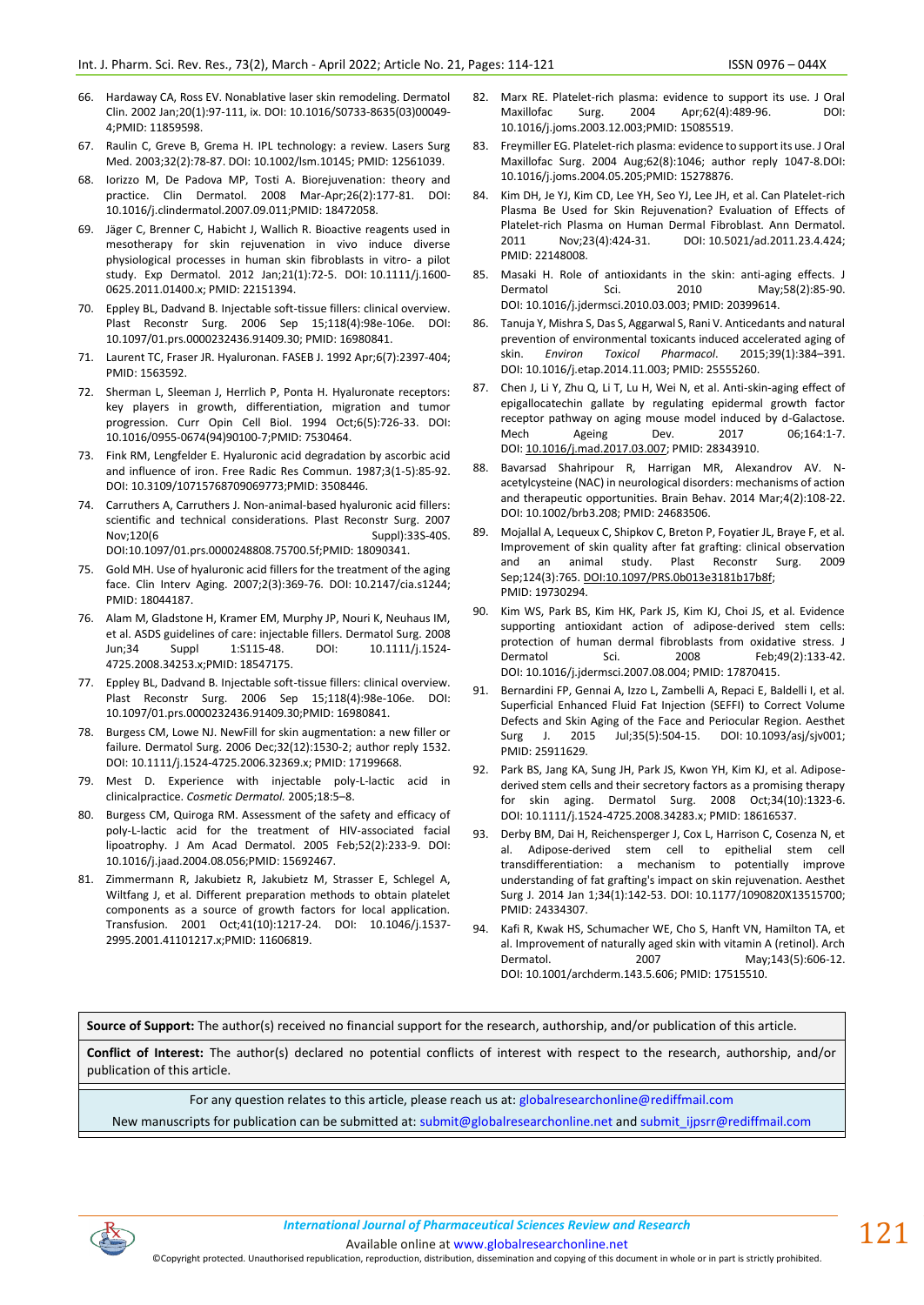66. Hardaway CA, Ross EV. Nonablative laser skin remodeling. Dermatol Clin. 2002 Jan;20(1):97-111, ix. DOI: 10.1016/S0733-8635(03)00049-4;PMID: 11859598.
67. Raulin C, Greve B, Grema H. IPL technology: a review. Lasers Surg Med. 2003;32(2):78-87. DOI: 10.1002/lsm.10145; PMID: 12561039.
68. Iorizzo M, De Padova MP, Tosti A. Biorejuvenation: theory and practice. Clin Dermatol. 2008 Mar-Apr;26(2):177-81. DOI: 10.1016/j.clindermatol.2007.09.011;PMID: 18472058.
69. Jäger C, Brenner C, Habicht J, Wallich R. Bioactive reagents used in mesotherapy for skin rejuvenation in vivo induce diverse physiological processes in human skin fibroblasts in vitro- a pilot study. Exp Dermatol. 2012 Jan;21(1):72-5. DOI: 10.1111/j.1600-0625.2011.01400.x; PMID: 22151394.
70. Eppley BL, Dadvand B. Injectable soft-tissue fillers: clinical overview. Plast Reconstr Surg. 2006 Sep 15;118(4):98e-106e. DOI: 10.1097/01.prs.0000232436.91409.30; PMID: 16980841.
71. Laurent TC, Fraser JR. Hyaluronan. FASEB J. 1992 Apr;6(7):2397-404; PMID: 1563592.
72. Sherman L, Sleeman J, Herrlich P, Ponta H. Hyaluronate receptors: key players in growth, differentiation, migration and tumor progression. Curr Opin Cell Biol. 1994 Oct;6(5):726-33. DOI: 10.1016/0955-0674(94)90100-7;PMID: 7530464.
73. Fink RM, Lengfelder E. Hyaluronic acid degradation by ascorbic acid and influence of iron. Free Radic Res Commun. 1987;3(1-5):85-92. DOI: 10.3109/10715768709069773;PMID: 3508446.
74. Carruthers A, Carruthers J. Non-animal-based hyaluronic acid fillers: scientific and technical considerations. Plast Reconstr Surg. 2007 Nov;120(6 Suppl):33S-40S. DOI:10.1097/01.prs.0000248808.75700.5f;PMID: 18090341.
75. Gold MH. Use of hyaluronic acid fillers for the treatment of the aging face. Clin Interv Aging. 2007;2(3):369-76. DOI: 10.2147/cia.s1244; PMID: 18044187.
76. Alam M, Gladstone H, Kramer EM, Murphy JP, Nouri K, Neuhaus IM, et al. ASDS guidelines of care: injectable fillers. Dermatol Surg. 2008 Jun;34 Suppl 1:S115-48. DOI: 10.1111/j.1524-4725.2008.34253.x;PMID: 18547175.
77. Eppley BL, Dadvand B. Injectable soft-tissue fillers: clinical overview. Plast Reconstr Surg. 2006 Sep 15;118(4):98e-106e. DOI: 10.1097/01.prs.0000232436.91409.30;PMID: 16980841.
78. Burgess CM, Lowe NJ. NewFill for skin augmentation: a new filler or failure. Dermatol Surg. 2006 Dec;32(12):1530-2; author reply 1532. DOI: 10.1111/j.1524-4725.2006.32369.x; PMID: 17199668.
79. Mest D. Experience with injectable poly-L-lactic acid in clinicalpractice. *Cosmetic Dermatol.* 2005;18:5–8.
80. Burgess CM, Quiroga RM. Assessment of the safety and efficacy of poly-L-lactic acid for the treatment of HIV-associated facial lipoatrophy. J Am Acad Dermatol. 2005 Feb;52(2):233-9. DOI: 10.1016/j.jaad.2004.08.056;PMID: 15692467.
81. Zimmermann R, Jakubietz R, Jakubietz M, Strasser E, Schlegel A, Wiltfang J, et al. Different preparation methods to obtain platelet components as a source of growth factors for local application. Transfusion. 2001 Oct;41(10):1217-24. DOI: 10.1046/j.1537-2995.2001.41101217.x;PMID: 11606819.
82. Marx RE. Platelet-rich plasma: evidence to support its use. J Oral Maxillofac Surg. 2004 Apr;62(4):489-96. DOI: 10.1016/j.joms.2003.12.003;PMID: 15085519.
83. Freymiller EG. Platelet-rich plasma: evidence to support its use. J Oral Maxillofac Surg. 2004 Aug;62(8):1046; author reply 1047-8.DOI: 10.1016/j.joms.2004.05.205;PMID: 15278876.
84. Kim DH, Je YJ, Kim CD, Lee YH, Seo YJ, Lee JH, et al. Can Platelet-rich Plasma Be Used for Skin Rejuvenation? Evaluation of Effects of Platelet-rich Plasma on Human Dermal Fibroblast. Ann Dermatol. 2011 Nov;23(4):424-31. DOI: 10.5021/ad.2011.23.4.424; PMID: 22148008.
85. Masaki H. Role of antioxidants in the skin: anti-aging effects. J Dermatol Sci. 2010 May;58(2):85-90. DOI: 10.1016/j.jdermsci.2010.03.003; PMID: 20399614.
86. Tanuja Y, Mishra S, Das S, Aggarwal S, Rani V. Anticedants and natural prevention of environmental toxicants induced accelerated aging of skin. *Environ Toxicol Pharmacol*. 2015;39(1):384–391. DOI: 10.1016/j.etap.2014.11.003; PMID: 25555260.
87. Chen J, Li Y, Zhu Q, Li T, Lu H, Wei N, et al. Anti-skin-aging effect of epigallocatechin gallate by regulating epidermal growth factor receptor pathway on aging mouse model induced by d-Galactose. Mech Ageing Dev. 2017 06;164:1-7. DOI: 10.1016/j.mad.2017.03.007; PMID: 28343910.
88. Bavarsad Shahripour R, Harrigan MR, Alexandrov AV. N-acetylcysteine (NAC) in neurological disorders: mechanisms of action and therapeutic opportunities. Brain Behav. 2014 Mar;4(2):108-22. DOI: 10.1002/brb3.208; PMID: 24683506.
89. Mojallal A, Lequeux C, Shipkov C, Breton P, Foyatier JL, Braye F, et al. Improvement of skin quality after fat grafting: clinical observation and an animal study. Plast Reconstr Surg. 2009 Sep;124(3):765. DOI:10.1097/PRS.0b013e3181b17b8f; PMID: 19730294.
90. Kim WS, Park BS, Kim HK, Park JS, Kim KJ, Choi JS, et al. Evidence supporting antioxidant action of adipose-derived stem cells: protection of human dermal fibroblasts from oxidative stress. J Dermatol Sci. 2008 Feb;49(2):133-42. DOI: 10.1016/j.jdermsci.2007.08.004; PMID: 17870415.
91. Bernardini FP, Gennai A, Izzo L, Zambelli A, Repaci E, Baldelli I, et al. Superficial Enhanced Fluid Fat Injection (SEFFI) to Correct Volume Defects and Skin Aging of the Face and Periocular Region. Aesthet Surg J. 2015 Jul;35(5):504-15. DOI: 10.1093/asj/sjv001; PMID: 25911629.
92. Park BS, Jang KA, Sung JH, Park JS, Kwon YH, Kim KJ, et al. Adipose-derived stem cells and their secretory factors as a promising therapy for skin aging. Dermatol Surg. 2008 Oct;34(10):1323-6. DOI: 10.1111/j.1524-4725.2008.34283.x; PMID: 18616537.
93. Derby BM, Dai H, Reichensperger J, Cox L, Harrison C, Cosenza N, et al. Adipose-derived stem cell to epithelial stem cell transdifferentiation: a mechanism to potentially improve understanding of fat grafting's impact on skin rejuvenation. Aesthet Surg J. 2014 Jan 1;34(1):142-53. DOI: 10.1177/1090820X13515700; PMID: 24334307.
94. Kafi R, Kwak HS, Schumacher WE, Cho S, Hanft VN, Hamilton TA, et al. Improvement of naturally aged skin with vitamin A (retinol). Arch Dermatol. 2007 May;143(5):606-12. DOI: 10.1001/archderm.143.5.606; PMID: 17515510.

**Source of Support:** The author(s) received no financial support for the research, authorship, and/or publication of this article.

**Conflict of Interest:** The author(s) declared no potential conflicts of interest with respect to the research, authorship, and/or publication of this article.

For any question relates to this article, please reach us at: globalresearchonline@rediffmail.com

New manuscripts for publication can be submitted at: submit@globalresearchonline.net and submit_ijpsrr@rediffmail.com